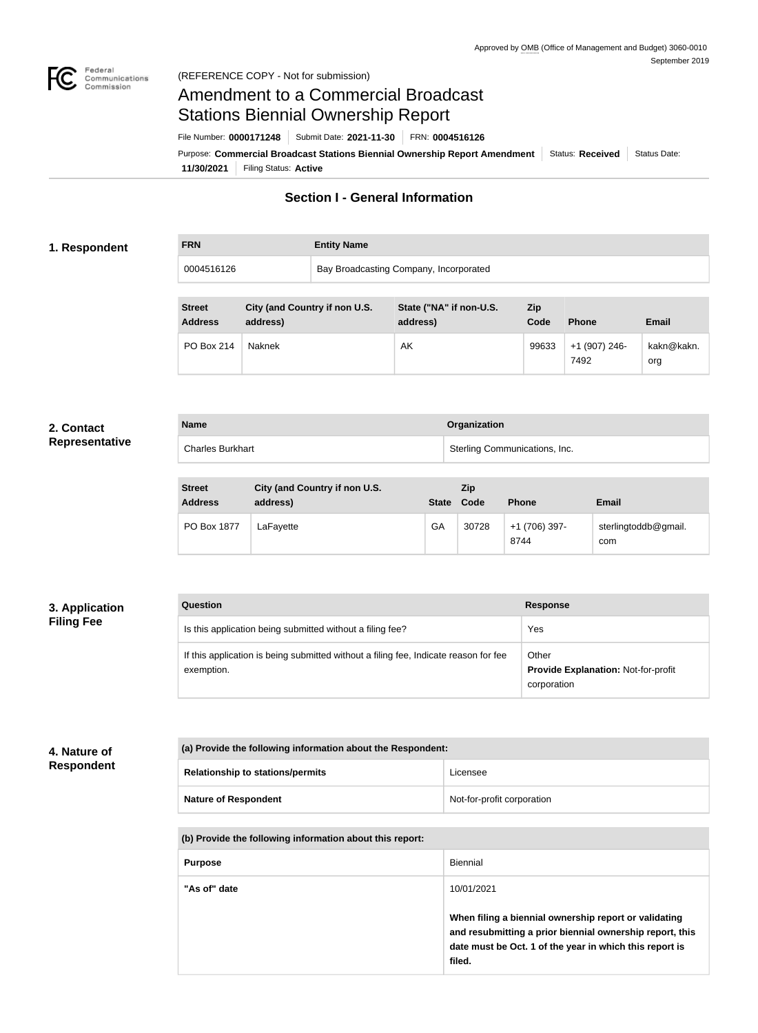Approved by OMB (Office of Management and Budget) 3060-0010
September 2019

(REFERENCE COPY - Not for submission)

# Amendment to a Commercial Broadcast Stations Biennial Ownership Report

File Number: **0000171248** | Submit Date: **2021-11-30** | FRN: **0004516126**

Purpose: **Commercial Broadcast Stations Biennial Ownership Report Amendment** | Status: **Received** | Status Date: **11/30/2021** | Filing Status: **Active**

## Section I - General Information

### 1. Respondent

| FRN | Entity Name |
|---|---|
| 0004516126 | Bay Broadcasting Company, Incorporated |

| Street Address | City (and Country if non U.S. address) | State ("NA" if non-U.S. address) | Zip Code | Phone | Email |
|---|---|---|---|---|---|
| PO Box 214 | Naknek | AK | 99633 | +1 (907) 246-7492 | kakn@kakn.org |

### 2. Contact Representative

| Name | Organization |
|---|---|
| Charles Burkhart | Sterling Communications, Inc. |

| Street Address | City (and Country if non U.S. address) | State | Zip Code | Phone | Email |
|---|---|---|---|---|---|
| PO Box 1877 | LaFayette | GA | 30728 | +1 (706) 397-8744 | sterlingtoddb@gmail.com |

### 3. Application Filing Fee

| Question | Response |
|---|---|
| Is this application being submitted without a filing fee? | Yes |
| If this application is being submitted without a filing fee, Indicate reason for fee exemption. | Other<br>**Provide Explanation:** Not-for-profit corporation |

### 4. Nature of Respondent

| (a) Provide the following information about the Respondent: | |
|---|---|
| **Relationship to stations/permits** | Licensee |
| **Nature of Respondent** | Not-for-profit corporation |

| (b) Provide the following information about this report: | |
|---|---|
| **Purpose** | Biennial |
| **"As of" date** | 10/01/2021<br><br>**When filing a biennial ownership report or validating and resubmitting a prior biennial ownership report, this date must be Oct. 1 of the year in which this report is filed.** |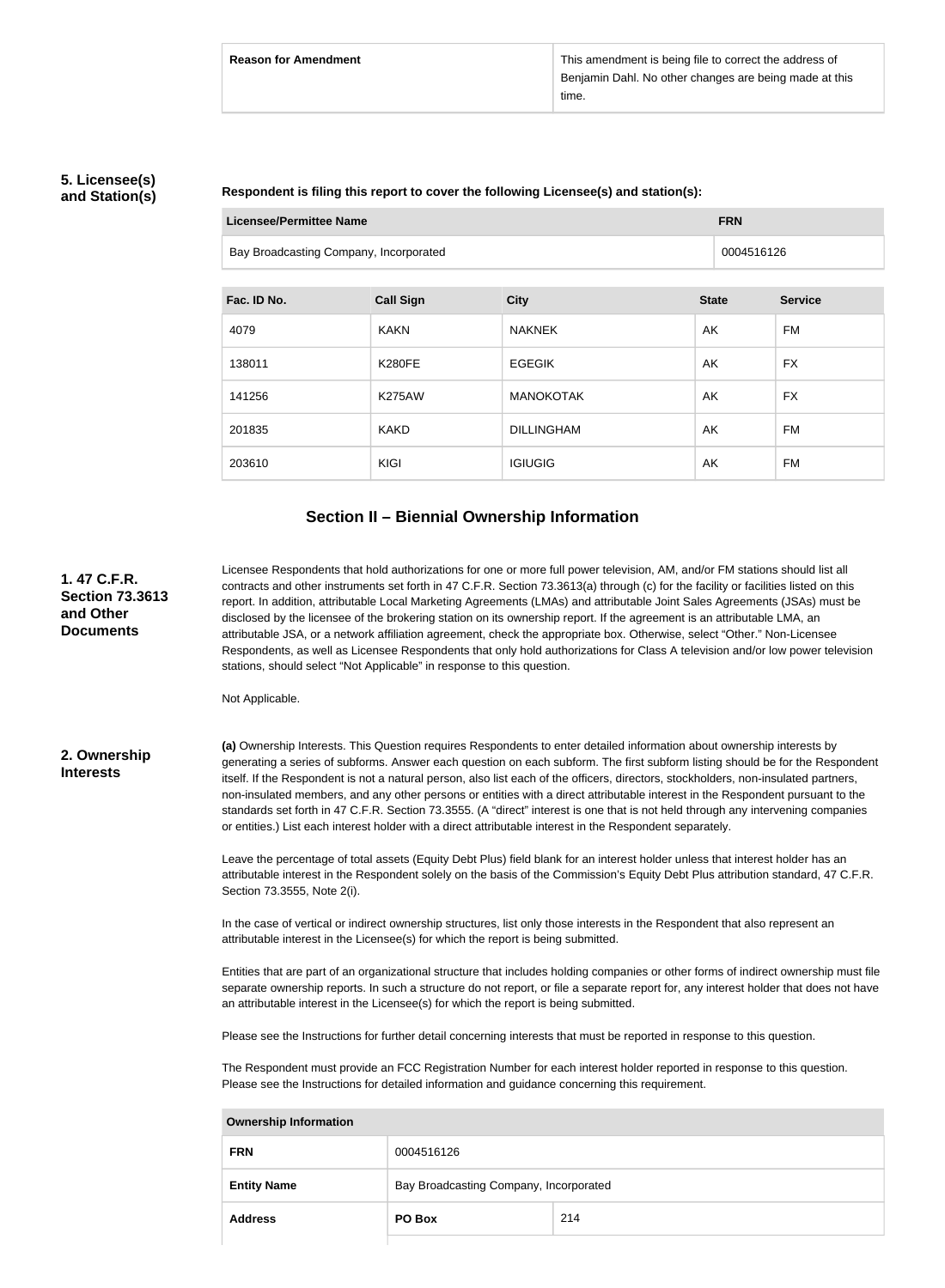| Reason for Amendment | This amendment is being file to correct the address of Benjamin Dahl. No other changes are being made at this time. |
|---|---|

**5. Licensee(s) and Station(s)**

**Respondent is filing this report to cover the following Licensee(s) and station(s):**

| Licensee/Permittee Name | FRN |
|---|---|
| Bay Broadcasting Company, Incorporated | 0004516126 |

| Fac. ID No. | Call Sign | City | State | Service |
|---|---|---|---|---|
| 4079 | KAKN | NAKNEK | AK | FM |
| 138011 | K280FE | EGEGIK | AK | FX |
| 141256 | K275AW | MANOKOTAK | AK | FX |
| 201835 | KAKD | DILLINGHAM | AK | FM |
| 203610 | KIGI | IGIUGIG | AK | FM |

## Section II – Biennial Ownership Information

**1. 47 C.F.R. Section 73.3613 and Other Documents**

Licensee Respondents that hold authorizations for one or more full power television, AM, and/or FM stations should list all contracts and other instruments set forth in 47 C.F.R. Section 73.3613(a) through (c) for the facility or facilities listed on this report. In addition, attributable Local Marketing Agreements (LMAs) and attributable Joint Sales Agreements (JSAs) must be disclosed by the licensee of the brokering station on its ownership report. If the agreement is an attributable LMA, an attributable JSA, or a network affiliation agreement, check the appropriate box. Otherwise, select "Other." Non-Licensee Respondents, as well as Licensee Respondents that only hold authorizations for Class A television and/or low power television stations, should select "Not Applicable" in response to this question.

Not Applicable.

**2. Ownership Interests**

**(a)** Ownership Interests. This Question requires Respondents to enter detailed information about ownership interests by generating a series of subforms. Answer each question on each subform. The first subform listing should be for the Respondent itself. If the Respondent is not a natural person, also list each of the officers, directors, stockholders, non-insulated partners, non-insulated members, and any other persons or entities with a direct attributable interest in the Respondent pursuant to the standards set forth in 47 C.F.R. Section 73.3555. (A "direct" interest is one that is not held through any intervening companies or entities.) List each interest holder with a direct attributable interest in the Respondent separately.

Leave the percentage of total assets (Equity Debt Plus) field blank for an interest holder unless that interest holder has an attributable interest in the Respondent solely on the basis of the Commission's Equity Debt Plus attribution standard, 47 C.F.R. Section 73.3555, Note 2(i).

In the case of vertical or indirect ownership structures, list only those interests in the Respondent that also represent an attributable interest in the Licensee(s) for which the report is being submitted.

Entities that are part of an organizational structure that includes holding companies or other forms of indirect ownership must file separate ownership reports. In such a structure do not report, or file a separate report for, any interest holder that does not have an attributable interest in the Licensee(s) for which the report is being submitted.

Please see the Instructions for further detail concerning interests that must be reported in response to this question.

The Respondent must provide an FCC Registration Number for each interest holder reported in response to this question. Please see the Instructions for detailed information and guidance concerning this requirement.

| Ownership Information | | |
|---|---|---|
| FRN | 0004516126 | |
| Entity Name | Bay Broadcasting Company, Incorporated | |
| Address | PO Box | 214 |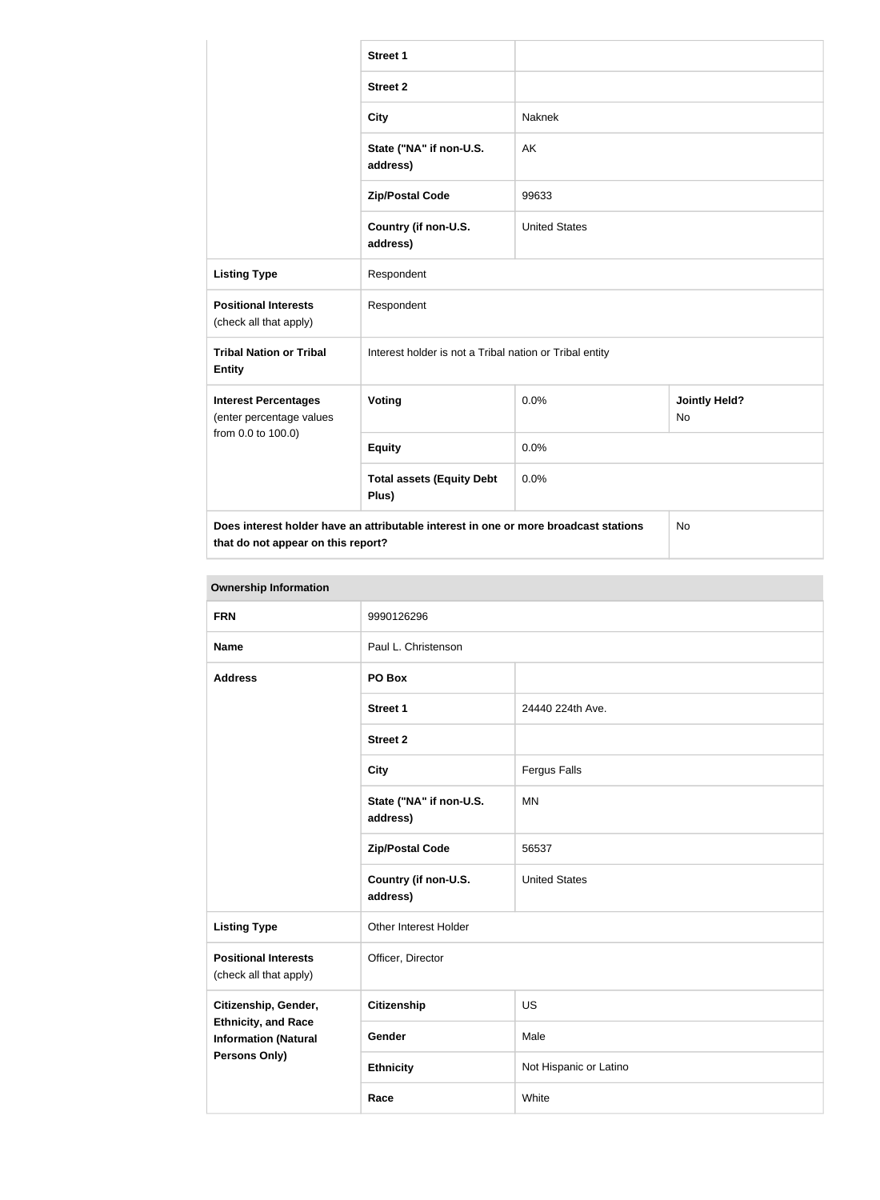| | | |
|---|---|---|
| | **Street 1** | |
| | **Street 2** | |
| | **City** | Naknek |
| | **State ("NA" if non-U.S. address)** | AK |
| | **Zip/Postal Code** | 99633 |
| | **Country (if non-U.S. address)** | United States |
| **Listing Type** | Respondent | |
| **Positional Interests** (check all that apply) | Respondent | |
| **Tribal Nation or Tribal Entity** | Interest holder is not a Tribal nation or Tribal entity | |

| | | | |
|---|---|---|---|
| **Interest Percentages** (enter percentage values from 0.0 to 100.0) | **Voting** | 0.0% | **Jointly Held?** No |
| | **Equity** | 0.0% | |
| | **Total assets (Equity Debt Plus)** | 0.0% | |
| **Does interest holder have an attributable interest in one or more broadcast stations that do not appear on this report?** | | | No |

**Ownership Information**

| | | |
|---|---|---|
| **FRN** | 9990126296 | |
| **Name** | Paul L. Christenson | |
| **Address** | **PO Box** | |
| | **Street 1** | 24440 224th Ave. |
| | **Street 2** | |
| | **City** | Fergus Falls |
| | **State ("NA" if non-U.S. address)** | MN |
| | **Zip/Postal Code** | 56537 |
| | **Country (if non-U.S. address)** | United States |
| **Listing Type** | Other Interest Holder | |
| **Positional Interests** (check all that apply) | Officer, Director | |
| **Citizenship, Gender, Ethnicity, and Race Information (Natural Persons Only)** | **Citizenship** | US |
| | **Gender** | Male |
| | **Ethnicity** | Not Hispanic or Latino |
| | **Race** | White |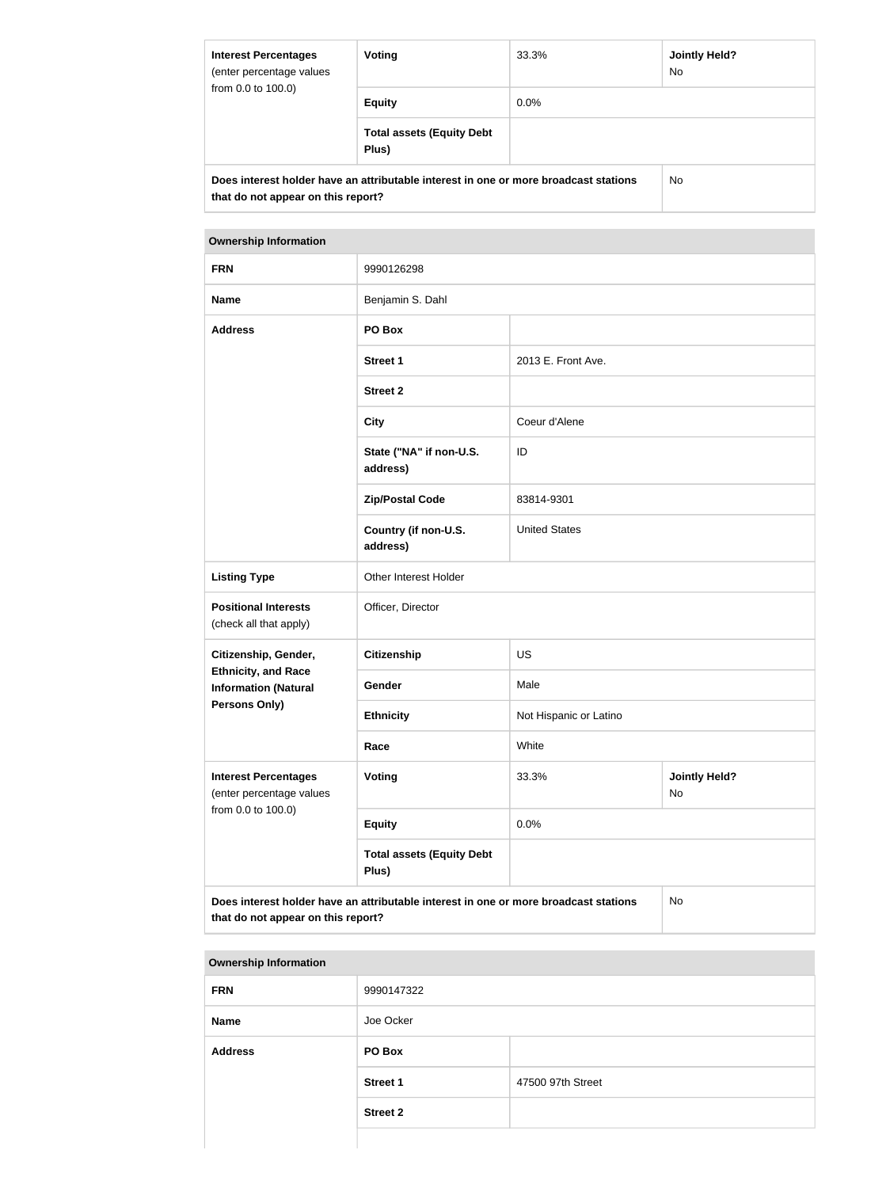| Interest Percentages (enter percentage values from 0.0 to 100.0) | Voting | 33.3% | Jointly Held? No |
|---|---|---|---|
| | Equity | 0.0% | |
| | Total assets (Equity Debt Plus) | | |
| Does interest holder have an attributable interest in one or more broadcast stations that do not appear on this report? | | | No |

| Ownership Information | | | |
|---|---|---|---|
| FRN | 9990126298 | | |
| Name | Benjamin S. Dahl | | |
| Address | PO Box | | |
| | Street 1 | 2013 E. Front Ave. | |
| | Street 2 | | |
| | City | Coeur d'Alene | |
| | State ("NA" if non-U.S. address) | ID | |
| | Zip/Postal Code | 83814-9301 | |
| | Country (if non-U.S. address) | United States | |
| Listing Type | Other Interest Holder | | |
| Positional Interests (check all that apply) | Officer, Director | | |
| Citizenship, Gender, Ethnicity, and Race Information (Natural Persons Only) | Citizenship | US | |
| | Gender | Male | |
| | Ethnicity | Not Hispanic or Latino | |
| | Race | White | |
| Interest Percentages (enter percentage values from 0.0 to 100.0) | Voting | 33.3% | Jointly Held? No |
| | Equity | 0.0% | |
| | Total assets (Equity Debt Plus) | | |
| Does interest holder have an attributable interest in one or more broadcast stations that do not appear on this report? | | | No |

| Ownership Information | | |
|---|---|---|
| FRN | 9990147322 | |
| Name | Joe Ocker | |
| Address | PO Box | |
| | Street 1 | 47500 97th Street |
| | Street 2 | |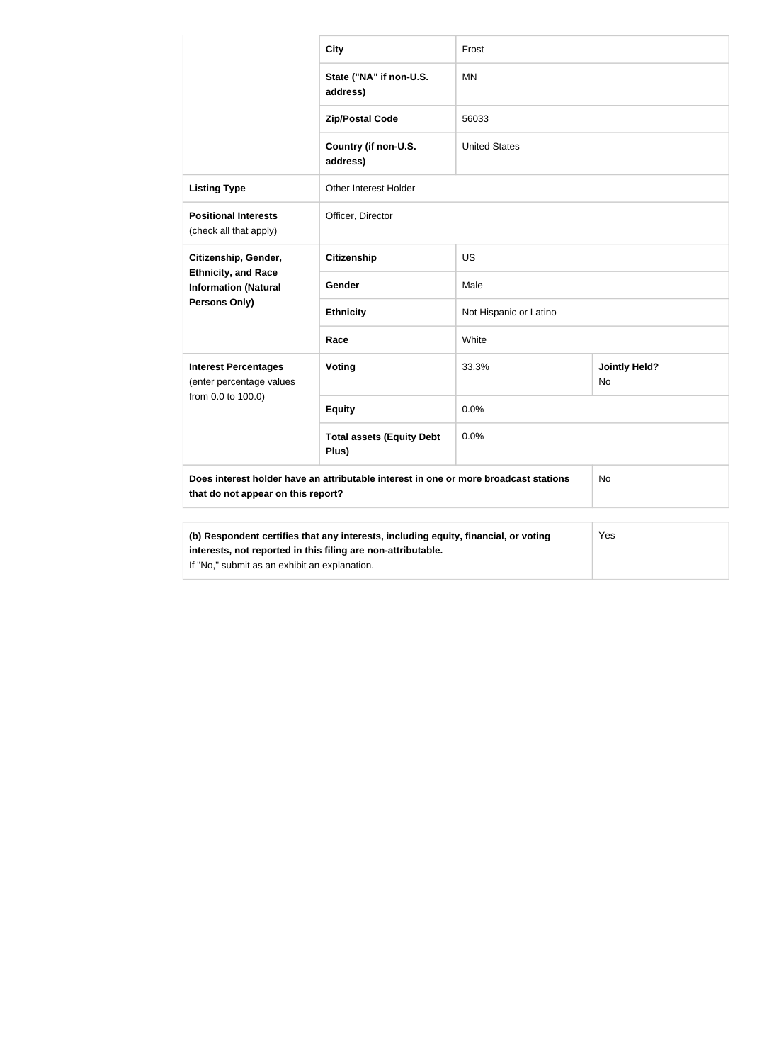| | | | |
|---|---|---|---|
| | **City** | Frost | |
| | **State ("NA" if non-U.S. address)** | MN | |
| | **Zip/Postal Code** | 56033 | |
| | **Country (if non-U.S. address)** | United States | |
| **Listing Type** | Other Interest Holder | | |
| **Positional Interests** (check all that apply) | Officer, Director | | |
| **Citizenship, Gender, Ethnicity, and Race Information (Natural Persons Only)** | **Citizenship** | US | |
| | **Gender** | Male | |
| | **Ethnicity** | Not Hispanic or Latino | |
| | **Race** | White | |
| **Interest Percentages** (enter percentage values from 0.0 to 100.0) | **Voting** | 33.3% | **Jointly Held?** No |
| | **Equity** | 0.0% | |
| | **Total assets (Equity Debt Plus)** | 0.0% | |
| **Does interest holder have an attributable interest in one or more broadcast stations that do not appear on this report?** | | | No |

| | |
|---|---|
| **(b) Respondent certifies that any interests, including equity, financial, or voting interests, not reported in this filing are non-attributable.** If "No," submit as an exhibit an explanation. | Yes |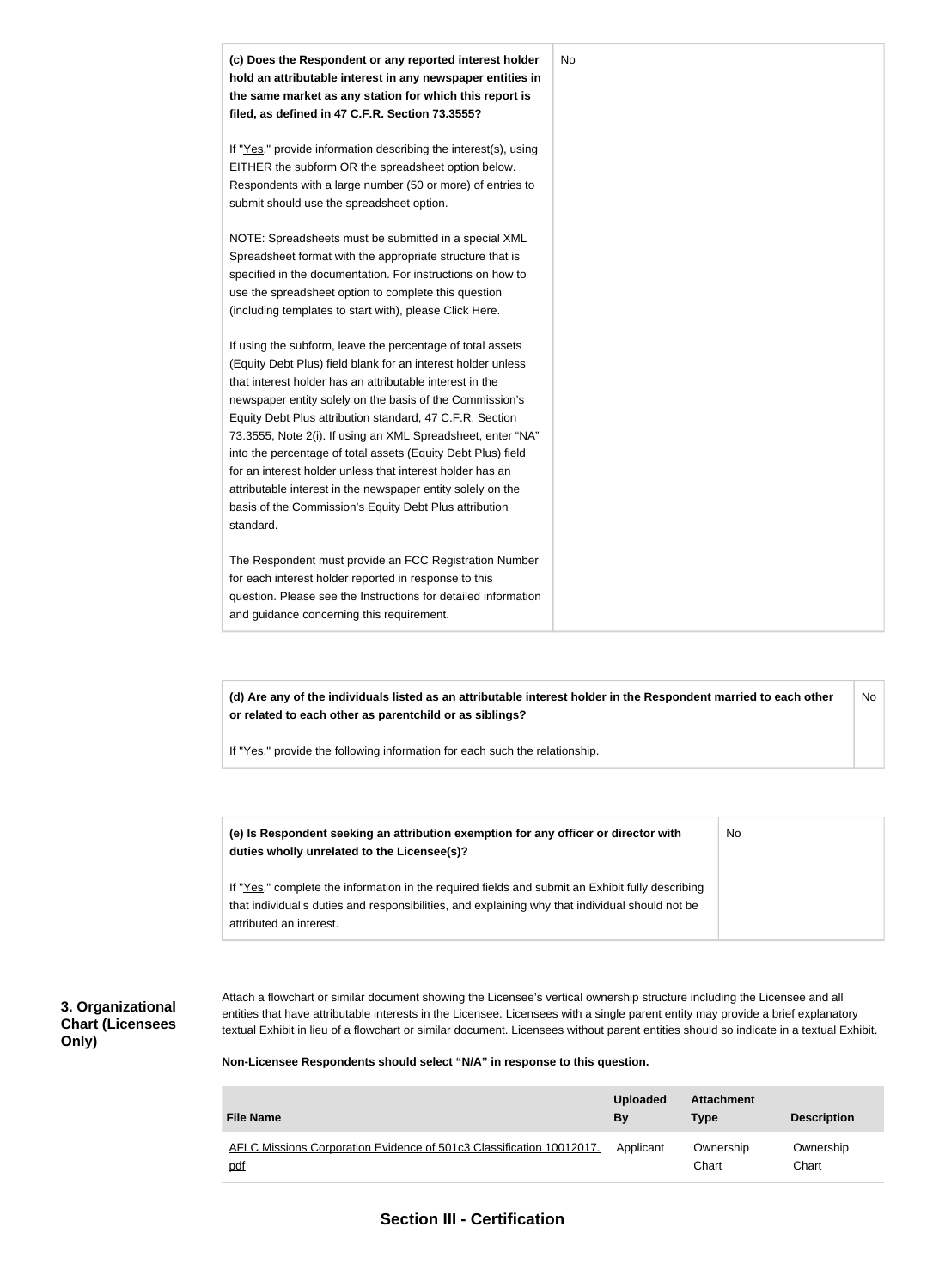| | |
|---|---|
| **(c) Does the Respondent or any reported interest holder hold an attributable interest in any newspaper entities in the same market as any station for which this report is filed, as defined in 47 C.F.R. Section 73.3555?**<br><br>If "Yes," provide information describing the interest(s), using EITHER the subform OR the spreadsheet option below. Respondents with a large number (50 or more) of entries to submit should use the spreadsheet option.<br><br>NOTE: Spreadsheets must be submitted in a special XML Spreadsheet format with the appropriate structure that is specified in the documentation. For instructions on how to use the spreadsheet option to complete this question (including templates to start with), please Click Here.<br><br>If using the subform, leave the percentage of total assets (Equity Debt Plus) field blank for an interest holder unless that interest holder has an attributable interest in the newspaper entity solely on the basis of the Commission's Equity Debt Plus attribution standard, 47 C.F.R. Section 73.3555, Note 2(i). If using an XML Spreadsheet, enter "NA" into the percentage of total assets (Equity Debt Plus) field for an interest holder unless that interest holder has an attributable interest in the newspaper entity solely on the basis of the Commission's Equity Debt Plus attribution standard.<br><br>The Respondent must provide an FCC Registration Number for each interest holder reported in response to this question. Please see the Instructions for detailed information and guidance concerning this requirement. | No |

| | |
|---|---|
| **(d) Are any of the individuals listed as an attributable interest holder in the Respondent married to each other or related to each other as parentchild or as siblings?**<br><br>If "Yes," provide the following information for each such the relationship. | No |

| | |
|---|---|
| **(e) Is Respondent seeking an attribution exemption for any officer or director with duties wholly unrelated to the Licensee(s)?**<br><br>If "Yes," complete the information in the required fields and submit an Exhibit fully describing that individual's duties and responsibilities, and explaining why that individual should not be attributed an interest. | No |

### 3. Organizational Chart (Licensees Only)

Attach a flowchart or similar document showing the Licensee's vertical ownership structure including the Licensee and all entities that have attributable interests in the Licensee. Licensees with a single parent entity may provide a brief explanatory textual Exhibit in lieu of a flowchart or similar document. Licensees without parent entities should so indicate in a textual Exhibit.

**Non-Licensee Respondents should select "N/A" in response to this question.**

| File Name | Uploaded By | Attachment Type | Description |
|---|---|---|---|
| AFLC Missions Corporation Evidence of 501c3 Classification 10012017.pdf | Applicant | Ownership Chart | Ownership Chart |

## Section III - Certification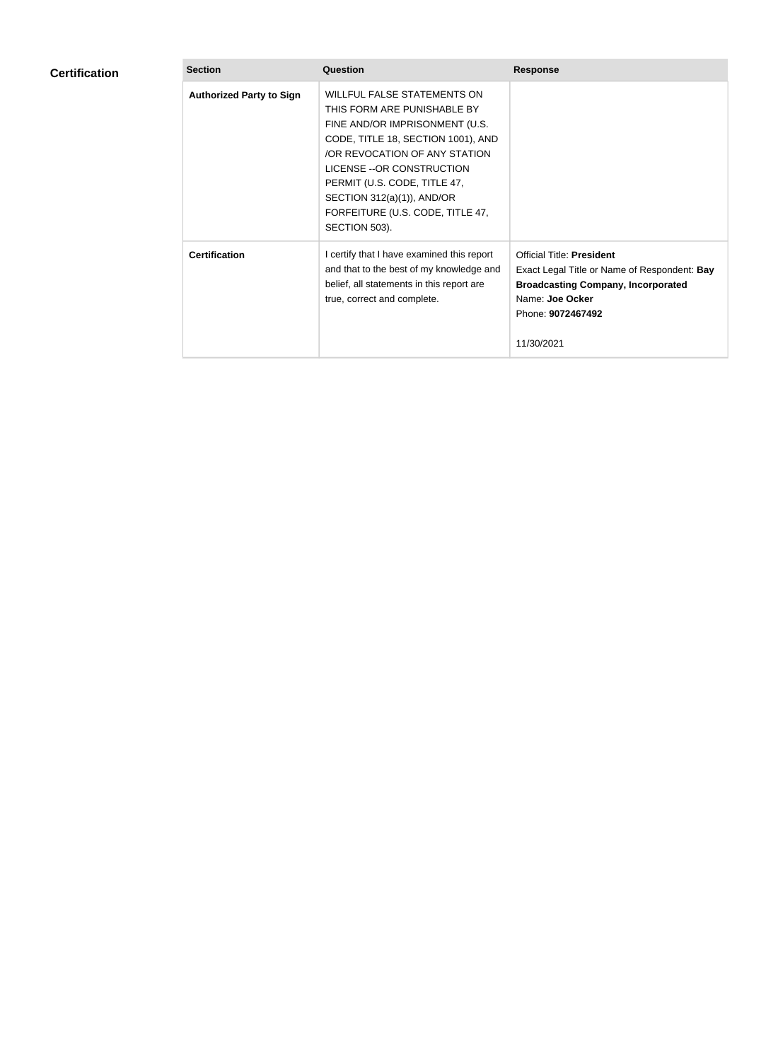## Certification

| Section | Question | Response |
|---|---|---|
| **Authorized Party to Sign** | WILLFUL FALSE STATEMENTS ON THIS FORM ARE PUNISHABLE BY FINE AND/OR IMPRISONMENT (U.S. CODE, TITLE 18, SECTION 1001), AND /OR REVOCATION OF ANY STATION LICENSE --OR CONSTRUCTION PERMIT (U.S. CODE, TITLE 47, SECTION 312(a)(1)), AND/OR FORFEITURE (U.S. CODE, TITLE 47, SECTION 503). | |
| **Certification** | I certify that I have examined this report and that to the best of my knowledge and belief, all statements in this report are true, correct and complete. | Official Title: **President**<br>Exact Legal Title or Name of Respondent: **Bay Broadcasting Company, Incorporated**<br>Name: **Joe Ocker**<br>Phone: **9072467492**<br><br>11/30/2021 |